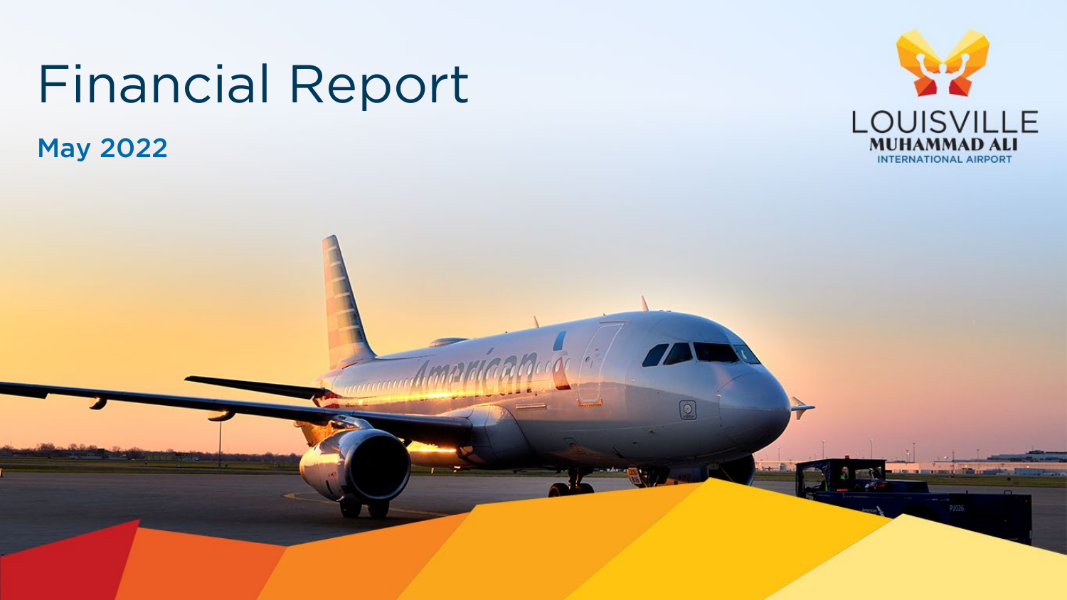# Financial Report

## May 2022

LOUISVILLE
MUHAMMAD ALI
INTERNATIONAL AIRPORT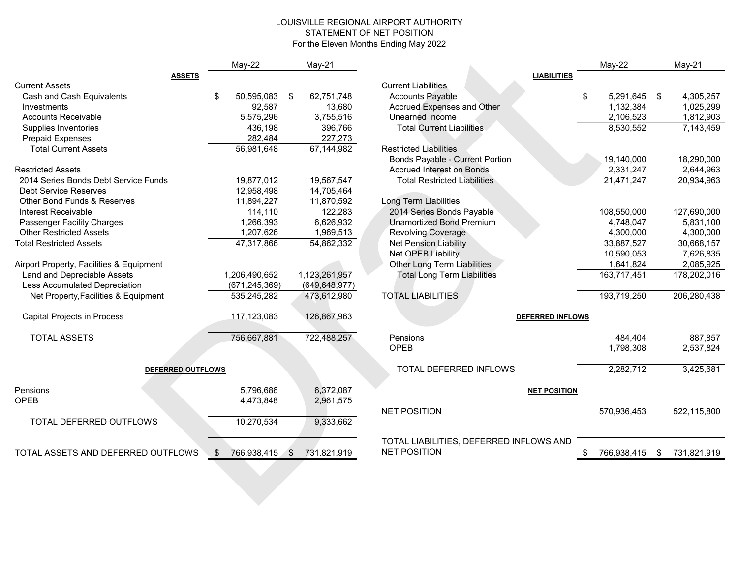# LOUISVILLE REGIONAL AIRPORT AUTHORITY

## STATEMENT OF NET POSITION

For the Eleven Months Ending May 2022

| **ASSETS** | May-22 | May-21 |
|---|---|---|
| Current Assets | | |
| Cash and Cash Equivalents | $ 50,595,083 | $ 62,751,748 |
| Investments | 92,587 | 13,680 |
| Accounts Receivable | 5,575,296 | 3,755,516 |
| Supplies Inventories | 436,198 | 396,766 |
| Prepaid Expenses | 282,484 | 227,273 |
| Total Current Assets | 56,981,648 | 67,144,982 |
| | | |
| Restricted Assets | | |
| 2014 Series Bonds Debt Service Funds | 19,877,012 | 19,567,547 |
| Debt Service Reserves | 12,958,498 | 14,705,464 |
| Other Bond Funds & Reserves | 11,894,227 | 11,870,592 |
| Interest Receivable | 114,110 | 122,283 |
| Passenger Facility Charges | 1,266,393 | 6,626,932 |
| Other Restricted Assets | 1,207,626 | 1,969,513 |
| Total Restricted Assets | 47,317,866 | 54,862,332 |
| | | |
| Airport Property, Facilities & Equipment | | |
| Land and Depreciable Assets | 1,206,490,652 | 1,123,261,957 |
| Less Accumulated Depreciation | (671,245,369) | (649,648,977) |
| Net Property,Facilities & Equipment | 535,245,282 | 473,612,980 |
| | | |
| Capital Projects in Process | 117,123,083 | 126,867,963 |
| | | |
| TOTAL ASSETS | 756,667,881 | 722,488,257 |
| | | |
| **DEFERRED OUTFLOWS** | | |
| Pensions | 5,796,686 | 6,372,087 |
| OPEB | 4,473,848 | 2,961,575 |
| TOTAL DEFERRED OUTFLOWS | 10,270,534 | 9,333,662 |
| | | |
| TOTAL ASSETS AND DEFERRED OUTFLOWS | $ 766,938,415 | $ 731,821,919 |

| **LIABILITIES** | May-22 | May-21 |
|---|---|---|
| Current Liabilities | | |
| Accounts Payable | $ 5,291,645 | $ 4,305,257 |
| Accrued Expenses and Other | 1,132,384 | 1,025,299 |
| Unearned Income | 2,106,523 | 1,812,903 |
| Total Current Liabilities | 8,530,552 | 7,143,459 |
| | | |
| Restricted Liabilities | | |
| Bonds Payable - Current Portion | 19,140,000 | 18,290,000 |
| Accrued Interest on Bonds | 2,331,247 | 2,644,963 |
| Total Restricted Liabilities | 21,471,247 | 20,934,963 |
| | | |
| Long Term Liabilities | | |
| 2014 Series Bonds Payable | 108,550,000 | 127,690,000 |
| Unamortized Bond Premium | 4,748,047 | 5,831,100 |
| Revolving Coverage | 4,300,000 | 4,300,000 |
| Net Pension Liability | 33,887,527 | 30,668,157 |
| Net OPEB Liability | 10,590,053 | 7,626,835 |
| Other Long Term Liabilities | 1,641,824 | 2,085,925 |
| Total Long Term Liabilities | 163,717,451 | 178,202,016 |
| | | |
| TOTAL LIABILITIES | 193,719,250 | 206,280,438 |
| | | |
| **DEFERRED INFLOWS** | | |
| Pensions | 484,404 | 887,857 |
| OPEB | 1,798,308 | 2,537,824 |
| TOTAL DEFERRED INFLOWS | 2,282,712 | 3,425,681 |
| | | |
| **NET POSITION** | | |
| NET POSITION | 570,936,453 | 522,115,800 |
| | | |
| TOTAL LIABILITIES, DEFERRED INFLOWS AND NET POSITION | $ 766,938,415 | $ 731,821,919 |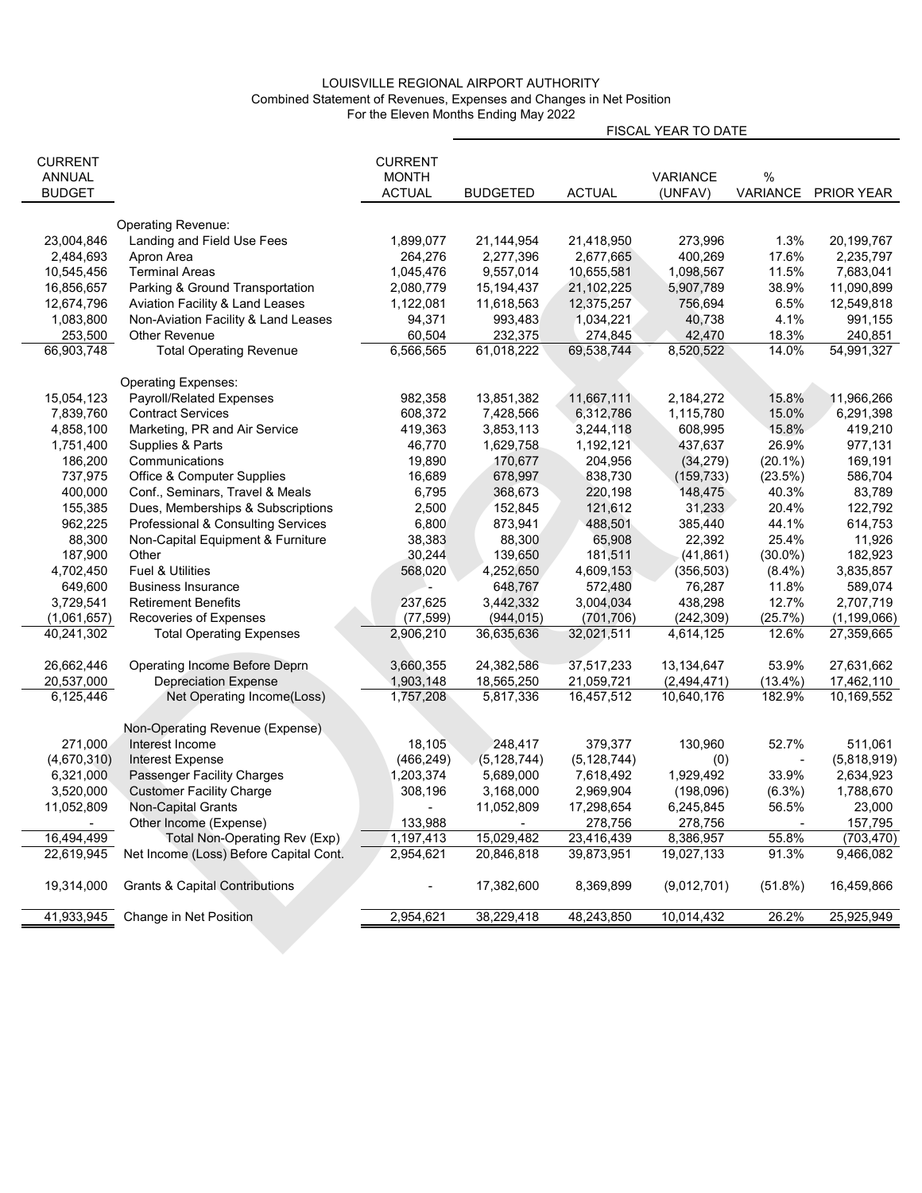# LOUISVILLE REGIONAL AIRPORT AUTHORITY

Combined Statement of Revenues, Expenses and Changes in Net Position

For the Eleven Months Ending May 2022

| CURRENT ANNUAL BUDGET | | CURRENT MONTH ACTUAL | FISCAL YEAR TO DATE BUDGETED | ACTUAL | VARIANCE (UNFAV) | % VARIANCE | PRIOR YEAR |
|---|---|---|---|---|---|---|---|
| | **Operating Revenue:** | | | | | | |
| 23,004,846 | Landing and Field Use Fees | 1,899,077 | 21,144,954 | 21,418,950 | 273,996 | 1.3% | 20,199,767 |
| 2,484,693 | Apron Area | 264,276 | 2,277,396 | 2,677,665 | 400,269 | 17.6% | 2,235,797 |
| 10,545,456 | Terminal Areas | 1,045,476 | 9,557,014 | 10,655,581 | 1,098,567 | 11.5% | 7,683,041 |
| 16,856,657 | Parking & Ground Transportation | 2,080,779 | 15,194,437 | 21,102,225 | 5,907,789 | 38.9% | 11,090,899 |
| 12,674,796 | Aviation Facility & Land Leases | 1,122,081 | 11,618,563 | 12,375,257 | 756,694 | 6.5% | 12,549,818 |
| 1,083,800 | Non-Aviation Facility & Land Leases | 94,371 | 993,483 | 1,034,221 | 40,738 | 4.1% | 991,155 |
| 253,500 | Other Revenue | 60,504 | 232,375 | 274,845 | 42,470 | 18.3% | 240,851 |
| 66,903,748 | Total Operating Revenue | 6,566,565 | 61,018,222 | 69,538,744 | 8,520,522 | 14.0% | 54,991,327 |
| | **Operating Expenses:** | | | | | | |
| 15,054,123 | Payroll/Related Expenses | 982,358 | 13,851,382 | 11,667,111 | 2,184,272 | 15.8% | 11,966,266 |
| 7,839,760 | Contract Services | 608,372 | 7,428,566 | 6,312,786 | 1,115,780 | 15.0% | 6,291,398 |
| 4,858,100 | Marketing, PR and Air Service | 419,363 | 3,853,113 | 3,244,118 | 608,995 | 15.8% | 419,210 |
| 1,751,400 | Supplies & Parts | 46,770 | 1,629,758 | 1,192,121 | 437,637 | 26.9% | 977,131 |
| 186,200 | Communications | 19,890 | 170,677 | 204,956 | (34,279) | (20.1%) | 169,191 |
| 737,975 | Office & Computer Supplies | 16,689 | 678,997 | 838,730 | (159,733) | (23.5%) | 586,704 |
| 400,000 | Conf., Seminars, Travel & Meals | 6,795 | 368,673 | 220,198 | 148,475 | 40.3% | 83,789 |
| 155,385 | Dues, Memberships & Subscriptions | 2,500 | 152,845 | 121,612 | 31,233 | 20.4% | 122,792 |
| 962,225 | Professional & Consulting Services | 6,800 | 873,941 | 488,501 | 385,440 | 44.1% | 614,753 |
| 88,300 | Non-Capital Equipment & Furniture | 38,383 | 88,300 | 65,908 | 22,392 | 25.4% | 11,926 |
| 187,900 | Other | 30,244 | 139,650 | 181,511 | (41,861) | (30.0%) | 182,923 |
| 4,702,450 | Fuel & Utilities | 568,020 | 4,252,650 | 4,609,153 | (356,503) | (8.4%) | 3,835,857 |
| 649,600 | Business Insurance | - | 648,767 | 572,480 | 76,287 | 11.8% | 589,074 |
| 3,729,541 | Retirement Benefits | 237,625 | 3,442,332 | 3,004,034 | 438,298 | 12.7% | 2,707,719 |
| (1,061,657) | Recoveries of Expenses | (77,599) | (944,015) | (701,706) | (242,309) | (25.7%) | (1,199,066) |
| 40,241,302 | Total Operating Expenses | 2,906,210 | 36,635,636 | 32,021,511 | 4,614,125 | 12.6% | 27,359,665 |
| 26,662,446 | Operating Income Before Deprn | 3,660,355 | 24,382,586 | 37,517,233 | 13,134,647 | 53.9% | 27,631,662 |
| 20,537,000 | Depreciation Expense | 1,903,148 | 18,565,250 | 21,059,721 | (2,494,471) | (13.4%) | 17,462,110 |
| 6,125,446 | Net Operating Income(Loss) | 1,757,208 | 5,817,336 | 16,457,512 | 10,640,176 | 182.9% | 10,169,552 |
| | **Non-Operating Revenue (Expense)** | | | | | | |
| 271,000 | Interest Income | 18,105 | 248,417 | 379,377 | 130,960 | 52.7% | 511,061 |
| (4,670,310) | Interest Expense | (466,249) | (5,128,744) | (5,128,744) | (0) | - | (5,818,919) |
| 6,321,000 | Passenger Facility Charges | 1,203,374 | 5,689,000 | 7,618,492 | 1,929,492 | 33.9% | 2,634,923 |
| 3,520,000 | Customer Facility Charge | 308,196 | 3,168,000 | 2,969,904 | (198,096) | (6.3%) | 1,788,670 |
| 11,052,809 | Non-Capital Grants | - | 11,052,809 | 17,298,654 | 6,245,845 | 56.5% | 23,000 |
| - | Other Income (Expense) | 133,988 | - | 278,756 | 278,756 | - | 157,795 |
| 16,494,499 | Total Non-Operating Rev (Exp) | 1,197,413 | 15,029,482 | 23,416,439 | 8,386,957 | 55.8% | (703,470) |
| 22,619,945 | Net Income (Loss) Before Capital Cont. | 2,954,621 | 20,846,818 | 39,873,951 | 19,027,133 | 91.3% | 9,466,082 |
| 19,314,000 | Grants & Capital Contributions | - | 17,382,600 | 8,369,899 | (9,012,701) | (51.8%) | 16,459,866 |
| 41,933,945 | Change in Net Position | 2,954,621 | 38,229,418 | 48,243,850 | 10,014,432 | 26.2% | 25,925,949 |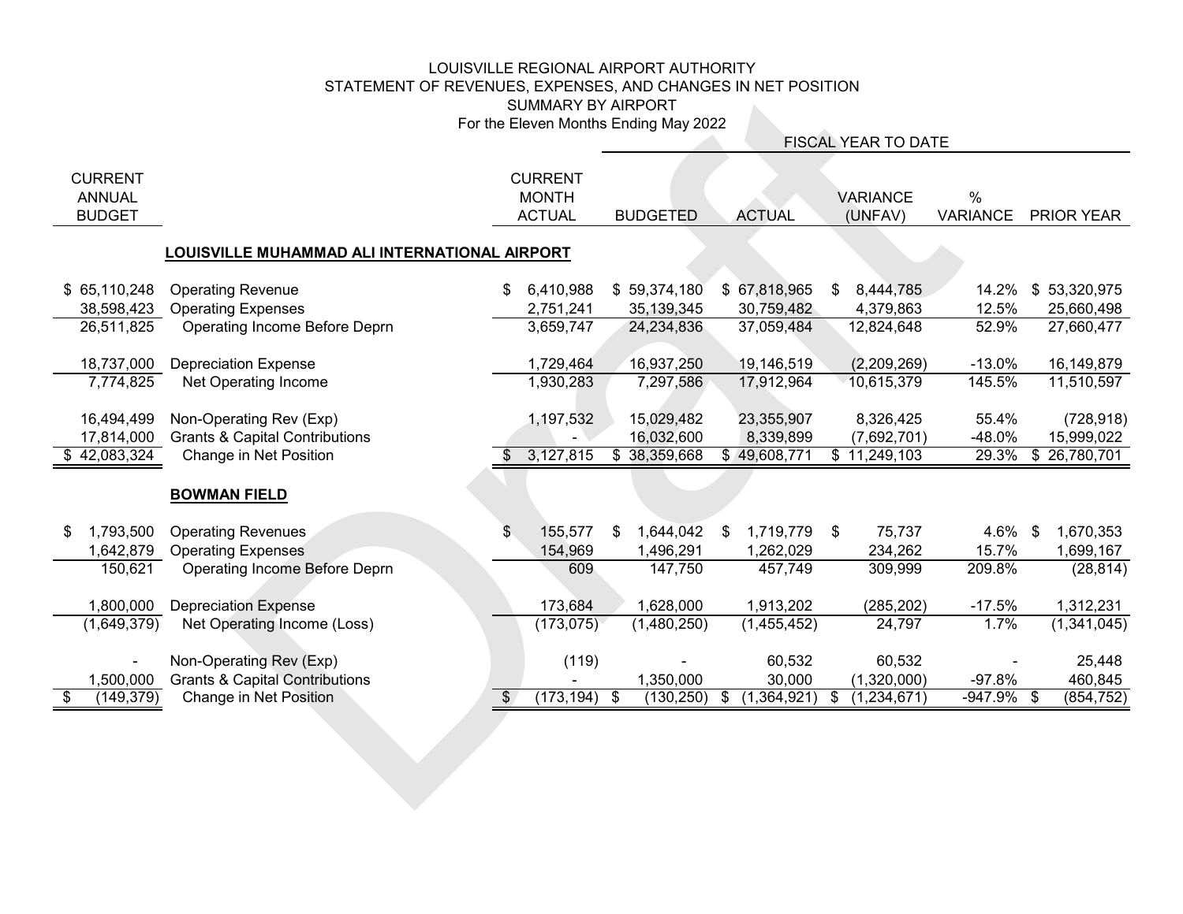LOUISVILLE REGIONAL AIRPORT AUTHORITY
STATEMENT OF REVENUES, EXPENSES, AND CHANGES IN NET POSITION
SUMMARY BY AIRPORT
For the Eleven Months Ending May 2022

Draft

| CURRENT ANNUAL BUDGET | | CURRENT MONTH ACTUAL | FISCAL YEAR TO DATE BUDGETED | ACTUAL | VARIANCE (UNFAV) | % VARIANCE | PRIOR YEAR |
|---|---|---|---|---|---|---|---|
| | **LOUISVILLE MUHAMMAD ALI INTERNATIONAL AIRPORT** | | | | | | |
| $ 65,110,248 | Operating Revenue | $ 6,410,988 | $ 59,374,180 | $ 67,818,965 | $ 8,444,785 | 14.2% | $ 53,320,975 |
| 38,598,423 | Operating Expenses | 2,751,241 | 35,139,345 | 30,759,482 | 4,379,863 | 12.5% | 25,660,498 |
| 26,511,825 | Operating Income Before Deprn | 3,659,747 | 24,234,836 | 37,059,484 | 12,824,648 | 52.9% | 27,660,477 |
| 18,737,000 | Depreciation Expense | 1,729,464 | 16,937,250 | 19,146,519 | (2,209,269) | -13.0% | 16,149,879 |
| 7,774,825 | Net Operating Income | 1,930,283 | 7,297,586 | 17,912,964 | 10,615,379 | 145.5% | 11,510,597 |
| 16,494,499 | Non-Operating Rev (Exp) | 1,197,532 | 15,029,482 | 23,355,907 | 8,326,425 | 55.4% | (728,918) |
| 17,814,000 | Grants & Capital Contributions | - | 16,032,600 | 8,339,899 | (7,692,701) | -48.0% | 15,999,022 |
| $ 42,083,324 | Change in Net Position | $ 3,127,815 | $ 38,359,668 | $ 49,608,771 | $ 11,249,103 | 29.3% | $ 26,780,701 |
| | **BOWMAN FIELD** | | | | | | |
| $ 1,793,500 | Operating Revenues | $ 155,577 | $ 1,644,042 | $ 1,719,779 | $ 75,737 | 4.6% | $ 1,670,353 |
| 1,642,879 | Operating Expenses | 154,969 | 1,496,291 | 1,262,029 | 234,262 | 15.7% | 1,699,167 |
| 150,621 | Operating Income Before Deprn | 609 | 147,750 | 457,749 | 309,999 | 209.8% | (28,814) |
| 1,800,000 | Depreciation Expense | 173,684 | 1,628,000 | 1,913,202 | (285,202) | -17.5% | 1,312,231 |
| (1,649,379) | Net Operating Income (Loss) | (173,075) | (1,480,250) | (1,455,452) | 24,797 | 1.7% | (1,341,045) |
| - | Non-Operating Rev (Exp) | (119) | - | 60,532 | 60,532 | - | 25,448 |
| 1,500,000 | Grants & Capital Contributions | - | 1,350,000 | 30,000 | (1,320,000) | -97.8% | 460,845 |
| $ (149,379) | Change in Net Position | $ (173,194) | $ (130,250) | $ (1,364,921) | $ (1,234,671) | -947.9% | $ (854,752) |